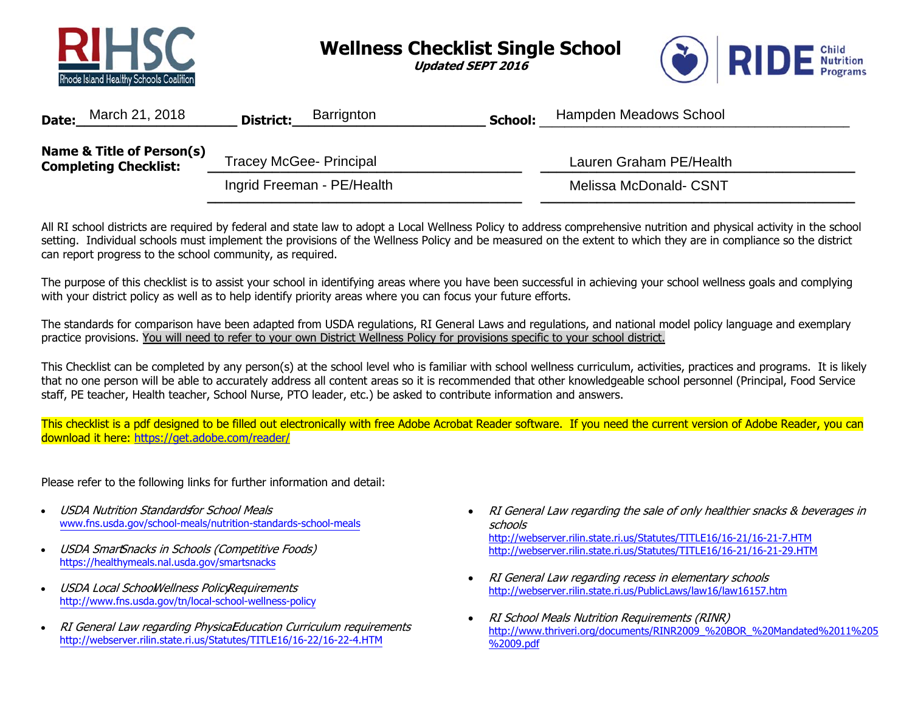# Wellness Checklist Single School

***Updated SEPT 2016***

**Date:** March 21, 2018 **District:** Barrignton **School:** Hampden Meadows School

**Name & Title of Person(s) Completing Checklist:**

Tracey McGee- Principal

Lauren Graham PE/Health

Ingrid Freeman - PE/Health

Melissa McDonald- CSNT

All RI school districts are required by federal and state law to adopt a Local Wellness Policy to address comprehensive nutrition and physical activity in the school setting. Individual schools must implement the provisions of the Wellness Policy and be measured on the extent to which they are in compliance so the district can report progress to the school community, as required.

The purpose of this checklist is to assist your school in identifying areas where you have been successful in achieving your school wellness goals and complying with your district policy as well as to help identify priority areas where you can focus your future efforts.

The standards for comparison have been adapted from USDA regulations, RI General Laws and regulations, and national model policy language and exemplary practice provisions. You will need to refer to your own District Wellness Policy for provisions specific to your school district.

This Checklist can be completed by any person(s) at the school level who is familiar with school wellness curriculum, activities, practices and programs. It is likely that no one person will be able to accurately address all content areas so it is recommended that other knowledgeable school personnel (Principal, Food Service staff, PE teacher, Health teacher, School Nurse, PTO leader, etc.) be asked to contribute information and answers.

This checklist is a pdf designed to be filled out electronically with free Adobe Acrobat Reader software. If you need the current version of Adobe Reader, you can download it here: https://get.adobe.com/reader/

Please refer to the following links for further information and detail:

- *USDA Nutrition Standards for School Meals*
  www.fns.usda.gov/school-meals/nutrition-standards-school-meals
- *USDA Smart Snacks in Schools (Competitive Foods)*
  https://healthymeals.nal.usda.gov/smartsnacks
- *USDA Local School Wellness Policy Requirements*
  http://www.fns.usda.gov/tn/local-school-wellness-policy
- *RI General Law regarding Physical Education Curriculum requirements*
  http://webserver.rilin.state.ri.us/Statutes/TITLE16/16-22/16-22-4.HTM
- *RI General Law regarding the sale of only healthier snacks & beverages in schools*
  http://webserver.rilin.state.ri.us/Statutes/TITLE16/16-21/16-21-7.HTM
  http://webserver.rilin.state.ri.us/Statutes/TITLE16/16-21/16-21-29.HTM
- *RI General Law regarding recess in elementary schools*
  http://webserver.rilin.state.ri.us/PublicLaws/law16/law16157.htm
- *RI School Meals Nutrition Requirements (RINR)*
  http://www.thriveri.org/documents/RINR2009_%20BOR_%20Mandated%2011%205%2009.pdf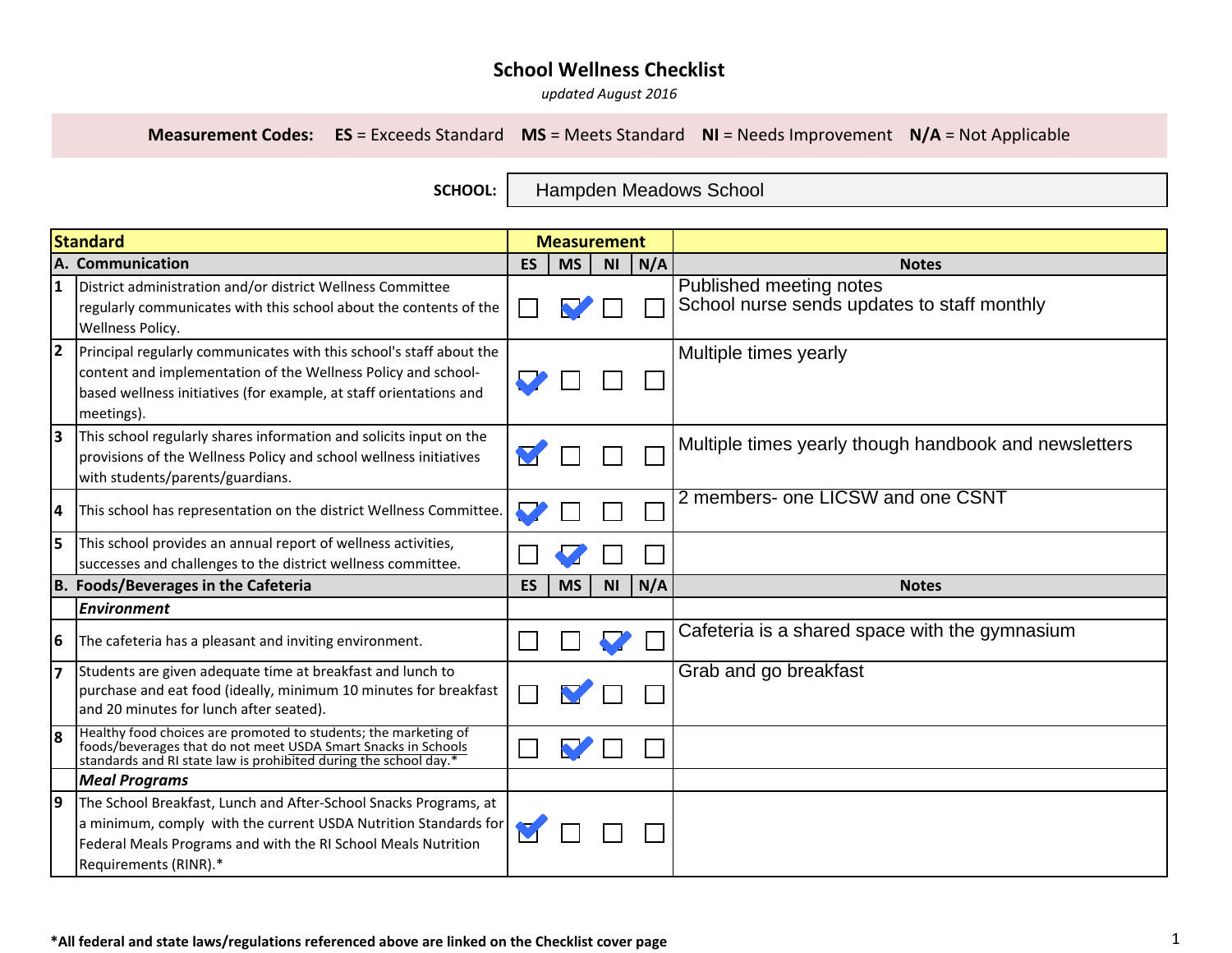# School Wellness Checklist

*updated August 2016*

**Measurement Codes:** **ES** = Exceeds Standard **MS** = Meets Standard **NI** = Needs Improvement **N/A** = Not Applicable

**SCHOOL:** Hampden Meadows School

| | Standard | ES | MS | NI | N/A | Notes |
|---|---|---|---|---|---|---|
| **A.** | **Communication** | **ES** | **MS** | **NI** | **N/A** | **Notes** |
| 1 | District administration and/or district Wellness Committee regularly communicates with this school about the contents of the Wellness Policy. | ☐ | ☑ | ☐ | ☐ | Published meeting notes<br>School nurse sends updates to staff monthly |
| 2 | Principal regularly communicates with this school's staff about the content and implementation of the Wellness Policy and school-based wellness initiatives (for example, at staff orientations and meetings). | ☑ | ☐ | ☐ | ☐ | Multiple times yearly |
| 3 | This school regularly shares information and solicits input on the provisions of the Wellness Policy and school wellness initiatives with students/parents/guardians. | ☑ | ☐ | ☐ | ☐ | Multiple times yearly though handbook and newsletters |
| 4 | This school has representation on the district Wellness Committee. | ☑ | ☐ | ☐ | ☐ | 2 members- one LICSW and one CSNT |
| 5 | This school provides an annual report of wellness activities, successes and challenges to the district wellness committee. | ☐ | ☑ | ☐ | ☐ | |
| **B.** | **Foods/Beverages in the Cafeteria** | **ES** | **MS** | **NI** | **N/A** | **Notes** |
| | ***Environment*** | | | | | |
| 6 | The cafeteria has a pleasant and inviting environment. | ☐ | ☐ | ☑ | ☐ | Cafeteria is a shared space with the gymnasium |
| 7 | Students are given adequate time at breakfast and lunch to purchase and eat food (ideally, minimum 10 minutes for breakfast and 20 minutes for lunch after seated). | ☐ | ☑ | ☐ | ☐ | Grab and go breakfast |
| 8 | Healthy food choices are promoted to students; the marketing of foods/beverages that do not meet USDA Smart Snacks in Schools standards and RI state law is prohibited during the school day.* | ☐ | ☑ | ☐ | ☐ | |
| | ***Meal Programs*** | | | | | |
| 9 | The School Breakfast, Lunch and After-School Snacks Programs, at a minimum, comply with the current USDA Nutrition Standards for Federal Meals Programs and with the RI School Meals Nutrition Requirements (RINR).* | ☑ | ☐ | ☐ | ☐ | |

**\*All federal and state laws/regulations referenced above are linked on the Checklist cover page**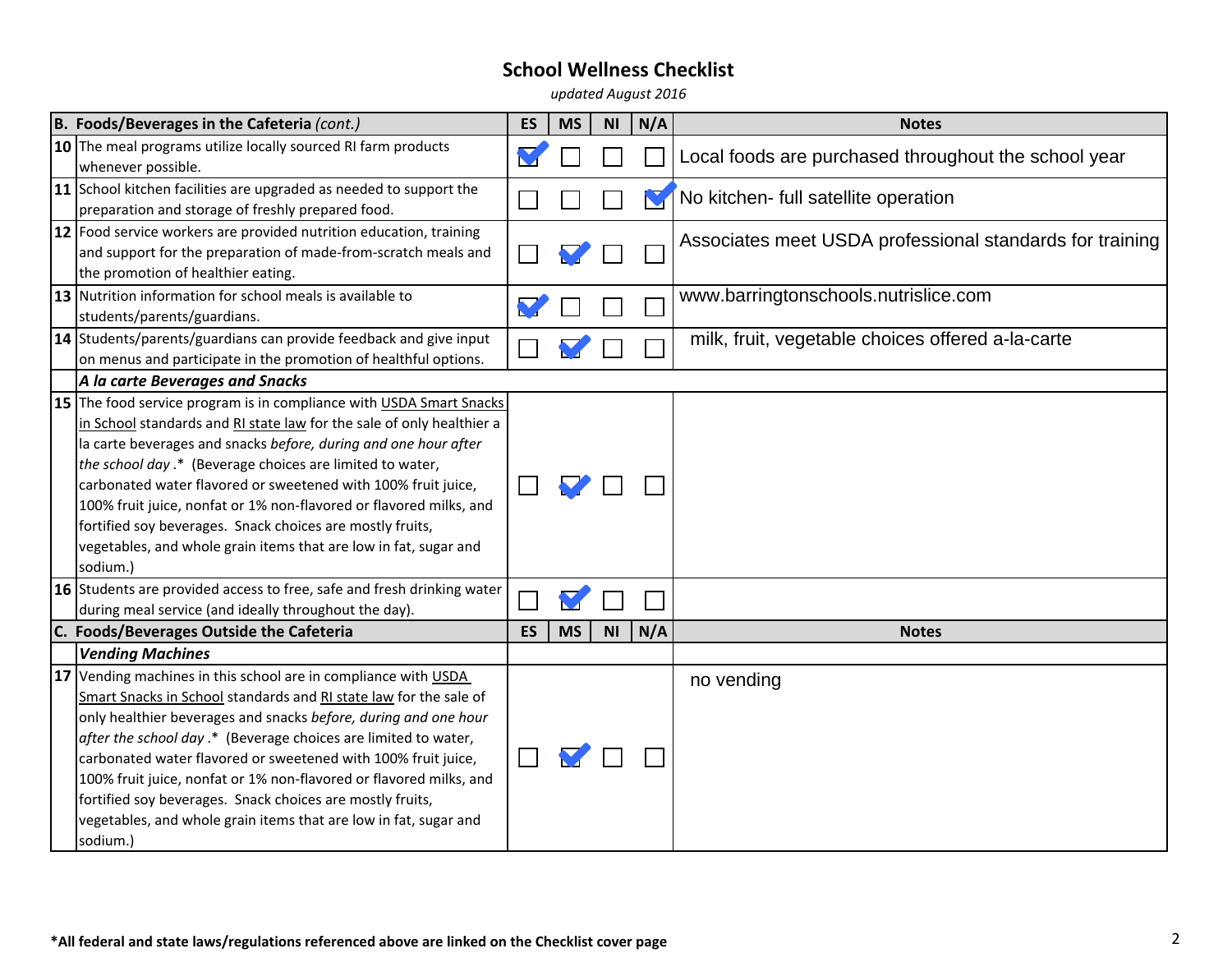# School Wellness Checklist

*updated August 2016*

| B. Foods/Beverages in the Cafeteria *(cont.)* | | ES | MS | NI | N/A | Notes |
|---|---|---|---|---|---|---|
| 10 | The meal programs utilize locally sourced RI farm products whenever possible. | ☑ | ☐ | ☐ | ☐ | Local foods are purchased throughout the school year |
| 11 | School kitchen facilities are upgraded as needed to support the preparation and storage of freshly prepared food. | ☐ | ☐ | ☐ | ☑ | No kitchen- full satellite operation |
| 12 | Food service workers are provided nutrition education, training and support for the preparation of made-from-scratch meals and the promotion of healthier eating. | ☐ | ☑ | ☐ | ☐ | Associates meet USDA professional standards for training |
| 13 | Nutrition information for school meals is available to students/parents/guardians. | ☑ | ☐ | ☐ | ☐ | www.barringtonschools.nutrislice.com |
| 14 | Students/parents/guardians can provide feedback and give input on menus and participate in the promotion of healthful options. | ☐ | ☑ | ☐ | ☐ | milk, fruit, vegetable choices offered a-la-carte |
| | ***A la carte Beverages and Snacks*** | | | | | |
| 15 | The food service program is in compliance with USDA Smart Snacks in School standards and RI state law for the sale of only healthier a la carte beverages and snacks *before, during and one hour after the school day* .* (Beverage choices are limited to water, carbonated water flavored or sweetened with 100% fruit juice, 100% fruit juice, nonfat or 1% non-flavored or flavored milks, and fortified soy beverages. Snack choices are mostly fruits, vegetables, and whole grain items that are low in fat, sugar and sodium.) | ☐ | ☑ | ☐ | ☐ | |
| 16 | Students are provided access to free, safe and fresh drinking water during meal service (and ideally throughout the day). | ☐ | ☑ | ☐ | ☐ | |
| **C. Foods/Beverages Outside the Cafeteria** | | **ES** | **MS** | **NI** | **N/A** | **Notes** |
| | ***Vending Machines*** | | | | | |
| 17 | Vending machines in this school are in compliance with USDA Smart Snacks in School standards and RI state law for the sale of only healthier beverages and snacks *before, during and one hour after the school day* .* (Beverage choices are limited to water, carbonated water flavored or sweetened with 100% fruit juice, 100% fruit juice, nonfat or 1% non-flavored or flavored milks, and fortified soy beverages. Snack choices are mostly fruits, vegetables, and whole grain items that are low in fat, sugar and sodium.) | ☐ | ☑ | ☐ | ☐ | no vending |

**\*All federal and state laws/regulations referenced above are linked on the Checklist cover page**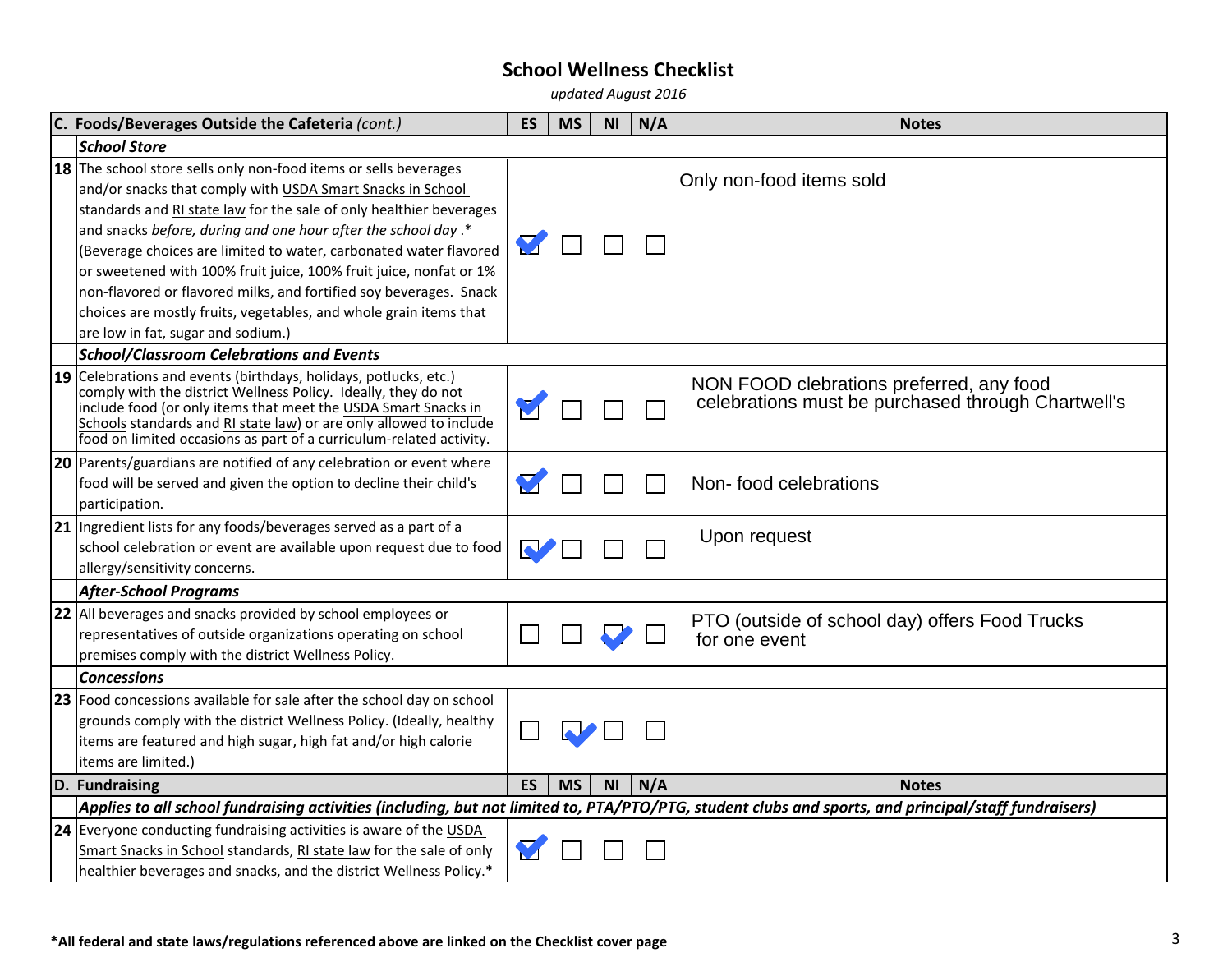## School Wellness Checklist

*updated August 2016*

| C. Foods/Beverages Outside the Cafeteria *(cont.)* | | ES | MS | NI | N/A | Notes |
|---|---|---|---|---|---|---|
| | ***School Store*** | | | | | |
| 18 | The school store sells only non-food items or sells beverages and/or snacks that comply with USDA Smart Snacks in School standards and RI state law for the sale of only healthier beverages and snacks *before, during and one hour after the school day* .* (Beverage choices are limited to water, carbonated water flavored or sweetened with 100% fruit juice, 100% fruit juice, nonfat or 1% non-flavored or flavored milks, and fortified soy beverages. Snack choices are mostly fruits, vegetables, and whole grain items that are low in fat, sugar and sodium.) | ☑ | ☐ | ☐ | ☐ | Only non-food items sold |
| | ***School/Classroom Celebrations and Events*** | | | | | |
| 19 | Celebrations and events (birthdays, holidays, potlucks, etc.) comply with the district Wellness Policy. Ideally, they do not include food (or only items that meet the USDA Smart Snacks in Schools standards and RI state law) or are only allowed to include food on limited occasions as part of a curriculum-related activity. | ☑ | ☐ | ☐ | ☐ | NON FOOD clebrations preferred, any food celebrations must be purchased through Chartwell's |
| 20 | Parents/guardians are notified of any celebration or event where food will be served and given the option to decline their child's participation. | ☑ | ☐ | ☐ | ☐ | Non- food celebrations |
| 21 | Ingredient lists for any foods/beverages served as a part of a school celebration or event are available upon request due to food allergy/sensitivity concerns. | ☑ | ☐ | ☐ | ☐ | Upon request |
| | ***After-School Programs*** | | | | | |
| 22 | All beverages and snacks provided by school employees or representatives of outside organizations operating on school premises comply with the district Wellness Policy. | ☐ | ☐ | ☑ | ☐ | PTO (outside of school day) offers Food Trucks for one event |
| | ***Concessions*** | | | | | |
| 23 | Food concessions available for sale after the school day on school grounds comply with the district Wellness Policy. (Ideally, healthy items are featured and high sugar, high fat and/or high calorie items are limited.) | ☐ | ☑ | ☐ | ☐ | |
| **D. Fundraising** | | **ES** | **MS** | **NI** | **N/A** | **Notes** |
| | ***Applies to all school fundraising activities (including, but not limited to, PTA/PTO/PTG, student clubs and sports, and principal/staff fundraisers)*** | | | | | |
| 24 | Everyone conducting fundraising activities is aware of the USDA Smart Snacks in School standards, RI state law for the sale of only healthier beverages and snacks, and the district Wellness Policy.* | ☑ | ☐ | ☐ | ☐ | |

**\*All federal and state laws/regulations referenced above are linked on the Checklist cover page**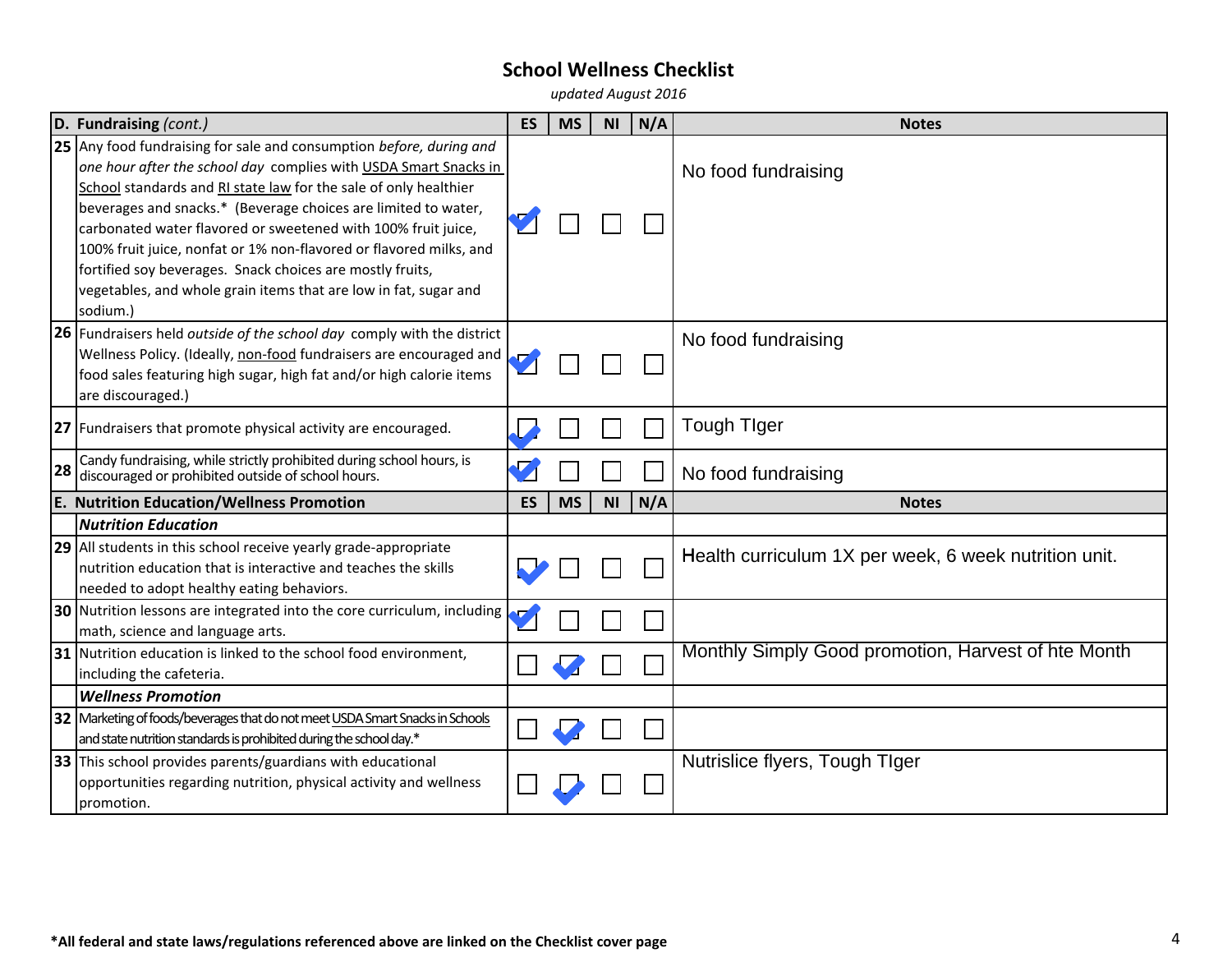# School Wellness Checklist

*updated August 2016*

| | D. Fundraising *(cont.)* | ES | MS | NI | N/A | Notes |
|---|---|---|---|---|---|---|
| 25 | Any food fundraising for sale and consumption *before, during and one hour after the school day* complies with USDA Smart Snacks in School standards and RI state law for the sale of only healthier beverages and snacks.* (Beverage choices are limited to water, carbonated water flavored or sweetened with 100% fruit juice, 100% fruit juice, nonfat or 1% non-flavored or flavored milks, and fortified soy beverages. Snack choices are mostly fruits, vegetables, and whole grain items that are low in fat, sugar and sodium.) | ☑ | ☐ | ☐ | ☐ | No food fundraising |
| 26 | Fundraisers held *outside of the school day* comply with the district Wellness Policy. (Ideally, non-food fundraisers are encouraged and food sales featuring high sugar, high fat and/or high calorie items are discouraged.) | ☑ | ☐ | ☐ | ☐ | No food fundraising |
| 27 | Fundraisers that promote physical activity are encouraged. | ☑ | ☐ | ☐ | ☐ | Tough TIger |
| 28 | Candy fundraising, while strictly prohibited during school hours, is discouraged or prohibited outside of school hours. | ☑ | ☐ | ☐ | ☐ | No food fundraising |
| | **E. Nutrition Education/Wellness Promotion** | **ES** | **MS** | **NI** | **N/A** | **Notes** |
| | ***Nutrition Education*** | | | | | |
| 29 | All students in this school receive yearly grade-appropriate nutrition education that is interactive and teaches the skills needed to adopt healthy eating behaviors. | ☑ | ☐ | ☐ | ☐ | Health curriculum 1X per week, 6 week nutrition unit. |
| 30 | Nutrition lessons are integrated into the core curriculum, including math, science and language arts. | ☑ | ☐ | ☐ | ☐ | |
| 31 | Nutrition education is linked to the school food environment, including the cafeteria. | ☐ | ☑ | ☐ | ☐ | Monthly Simply Good promotion, Harvest of hte Month |
| | ***Wellness Promotion*** | | | | | |
| 32 | Marketing of foods/beverages that do not meet USDA Smart Snacks in Schools and state nutrition standards is prohibited during the school day.* | ☐ | ☑ | ☐ | ☐ | |
| 33 | This school provides parents/guardians with educational opportunities regarding nutrition, physical activity and wellness promotion. | ☐ | ☑ | ☐ | ☐ | Nutrislice flyers, Tough TIger |

***All federal and state laws/regulations referenced above are linked on the Checklist cover page**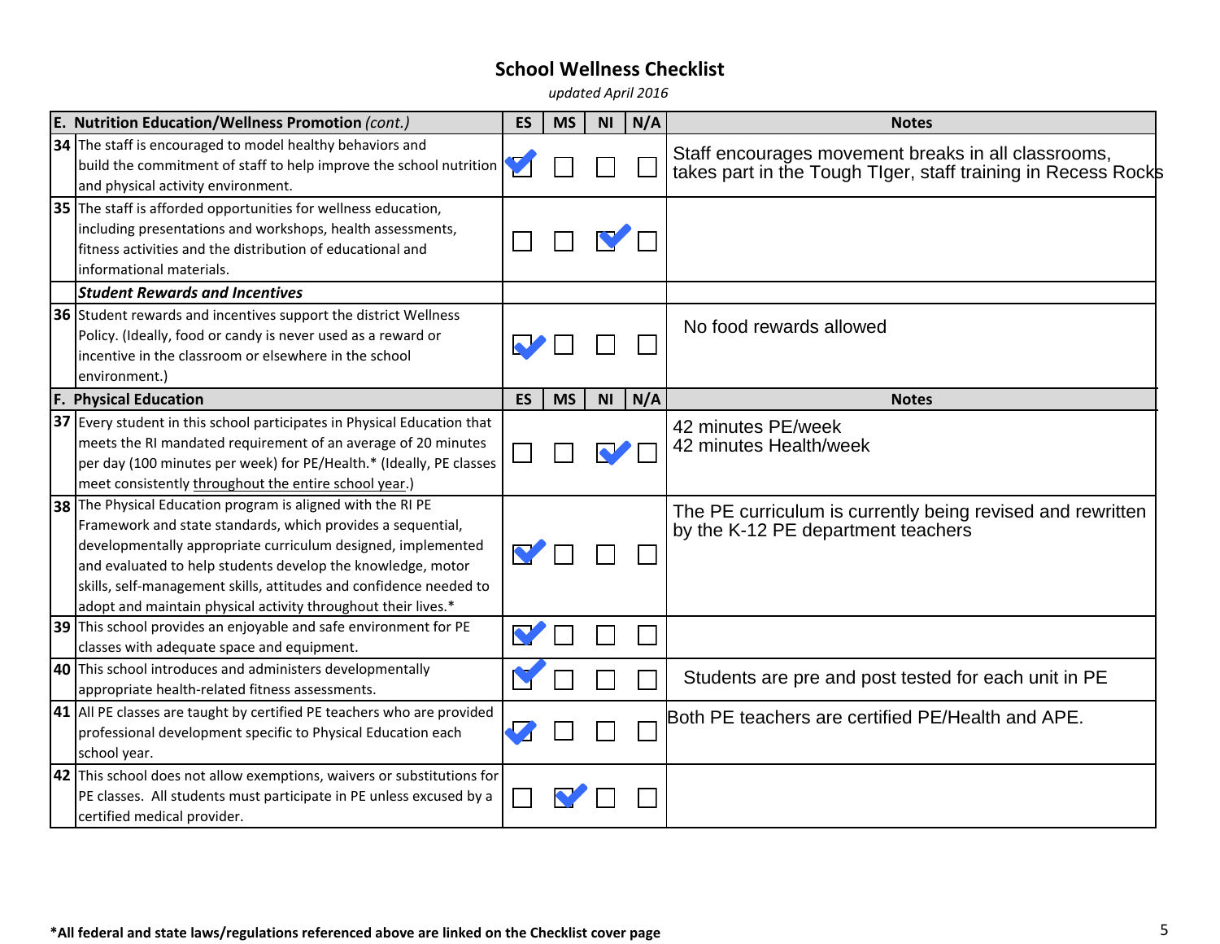# School Wellness Checklist

*updated April 2016*

| **E. Nutrition Education/Wellness Promotion** *(cont.)* | | ES | MS | NI | N/A | Notes |
|---|---|---|---|---|---|---|
| **34** | The staff is encouraged to model healthy behaviors and build the commitment of staff to help improve the school nutrition and physical activity environment. | ☑ | ☐ | ☐ | ☐ | Staff encourages movement breaks in all classrooms, takes part in the Tough TIger, staff training in Recess Rocks |
| **35** | The staff is afforded opportunities for wellness education, including presentations and workshops, health assessments, fitness activities and the distribution of educational and informational materials. | ☐ | ☐ | ☑ | ☐ | |
| | ***Student Rewards and Incentives*** | | | | | |
| **36** | Student rewards and incentives support the district Wellness Policy. (Ideally, food or candy is never used as a reward or incentive in the classroom or elsewhere in the school environment.) | ☑ | ☐ | ☐ | ☐ | No food rewards allowed |
| **F. Physical Education** | | **ES** | **MS** | **NI** | **N/A** | **Notes** |
| **37** | Every student in this school participates in Physical Education that meets the RI mandated requirement of an average of 20 minutes per day (100 minutes per week) for PE/Health.* (Ideally, PE classes meet consistently throughout the entire school year.) | ☐ | ☐ | ☑ | ☐ | 42 minutes PE/week<br>42 minutes Health/week |
| **38** | The Physical Education program is aligned with the RI PE Framework and state standards, which provides a sequential, developmentally appropriate curriculum designed, implemented and evaluated to help students develop the knowledge, motor skills, self-management skills, attitudes and confidence needed to adopt and maintain physical activity throughout their lives.* | ☑ | ☐ | ☐ | ☐ | The PE curriculum is currently being revised and rewritten by the K-12 PE department teachers |
| **39** | This school provides an enjoyable and safe environment for PE classes with adequate space and equipment. | ☑ | ☐ | ☐ | ☐ | |
| **40** | This school introduces and administers developmentally appropriate health-related fitness assessments. | ☑ | ☐ | ☐ | ☐ | Students are pre and post tested for each unit in PE |
| **41** | All PE classes are taught by certified PE teachers who are provided professional development specific to Physical Education each school year. | ☑ | ☐ | ☐ | ☐ | Both PE teachers are certified PE/Health and APE. |
| **42** | This school does not allow exemptions, waivers or substitutions for PE classes. All students must participate in PE unless excused by a certified medical provider. | ☐ | ☑ | ☐ | ☐ | |

**\*All federal and state laws/regulations referenced above are linked on the Checklist cover page**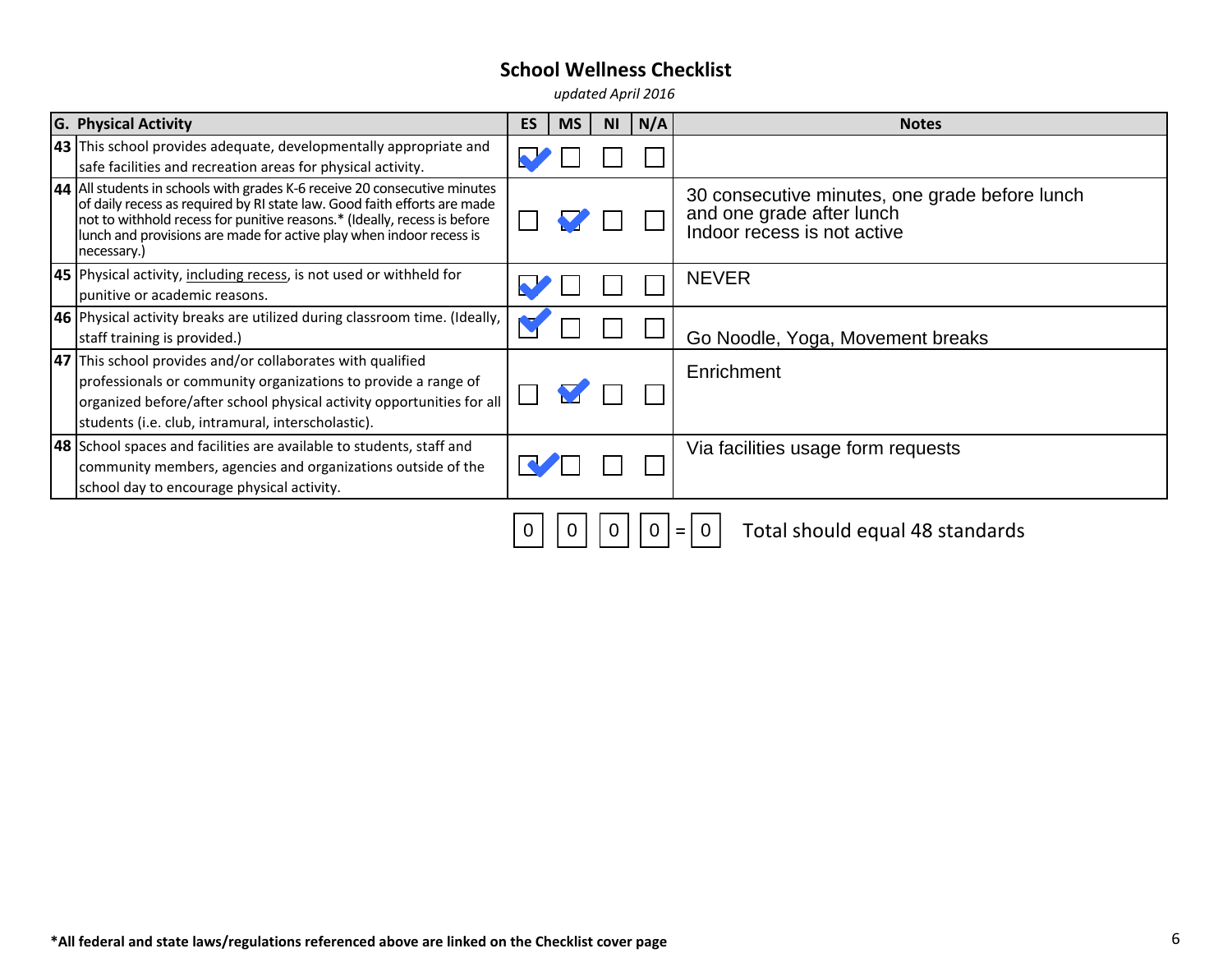## School Wellness Checklist

*updated April 2016*

| G. Physical Activity | | ES | MS | NI | N/A | Notes |
|---|---|---|---|---|---|---|
| **43** | This school provides adequate, developmentally appropriate and safe facilities and recreation areas for physical activity. | ☑ | ☐ | ☐ | ☐ | |
| **44** | All students in schools with grades K-6 receive 20 consecutive minutes of daily recess as required by RI state law. Good faith efforts are made not to withhold recess for punitive reasons.* (Ideally, recess is before lunch and provisions are made for active play when indoor recess is necessary.) | ☐ | ☑ | ☐ | ☐ | 30 consecutive minutes, one grade before lunch and one grade after lunch<br>Indoor recess is not active |
| **45** | Physical activity, <u>including recess</u>, is not used or withheld for punitive or academic reasons. | ☑ | ☐ | ☐ | ☐ | NEVER |
| **46** | Physical activity breaks are utilized during classroom time. (Ideally, staff training is provided.) | ☑ | ☐ | ☐ | ☐ | Go Noodle, Yoga, Movement breaks |
| **47** | This school provides and/or collaborates with qualified professionals or community organizations to provide a range of organized before/after school physical activity opportunities for all students (i.e. club, intramural, interscholastic). | ☐ | ☑ | ☐ | ☐ | Enrichment |
| **48** | School spaces and facilities are available to students, staff and community members, agencies and organizations outside of the school day to encourage physical activity. | ☑ | ☐ | ☐ | ☐ | Via facilities usage form requests |

0 | 0 | 0 | 0 = 0 Total should equal 48 standards

**\*All federal and state laws/regulations referenced above are linked on the Checklist cover page**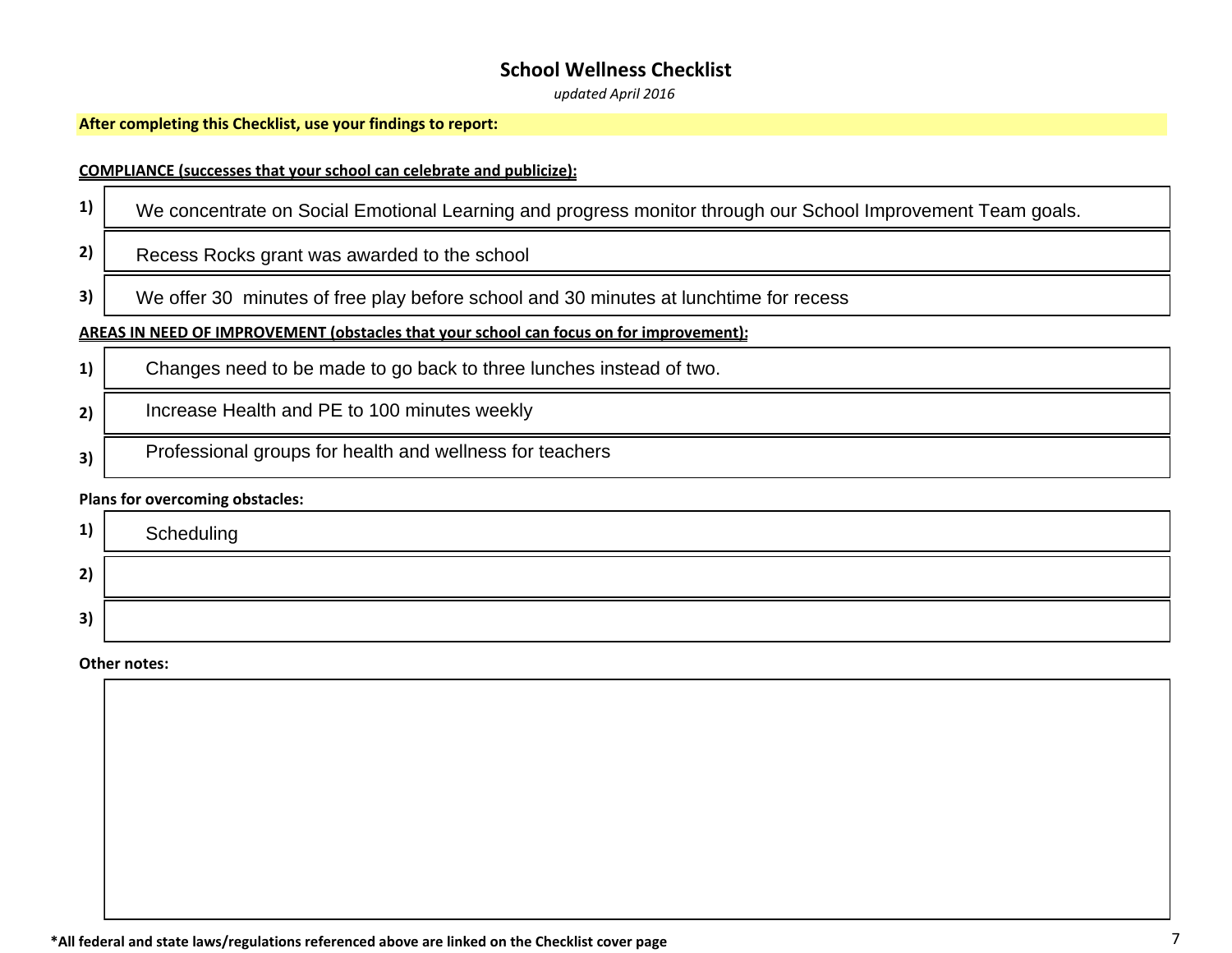# School Wellness Checklist

*updated April 2016*

**After completing this Checklist, use your findings to report:**

**COMPLIANCE (successes that your school can celebrate and publicize):**

**1)** We concentrate on Social Emotional Learning and progress monitor through our School Improvement Team goals.

**2)** Recess Rocks grant was awarded to the school

**3)** We offer 30 minutes of free play before school and 30 minutes at lunchtime for recess

**AREAS IN NEED OF IMPROVEMENT (obstacles that your school can focus on for improvement):**

**1)** Changes need to be made to go back to three lunches instead of two.

**2)** Increase Health and PE to 100 minutes weekly

**3)** Professional groups for health and wellness for teachers

**Plans for overcoming obstacles:**

**1)** Scheduling

**2)**

**3)**

**Other notes:**

**\*All federal and state laws/regulations referenced above are linked on the Checklist cover page**